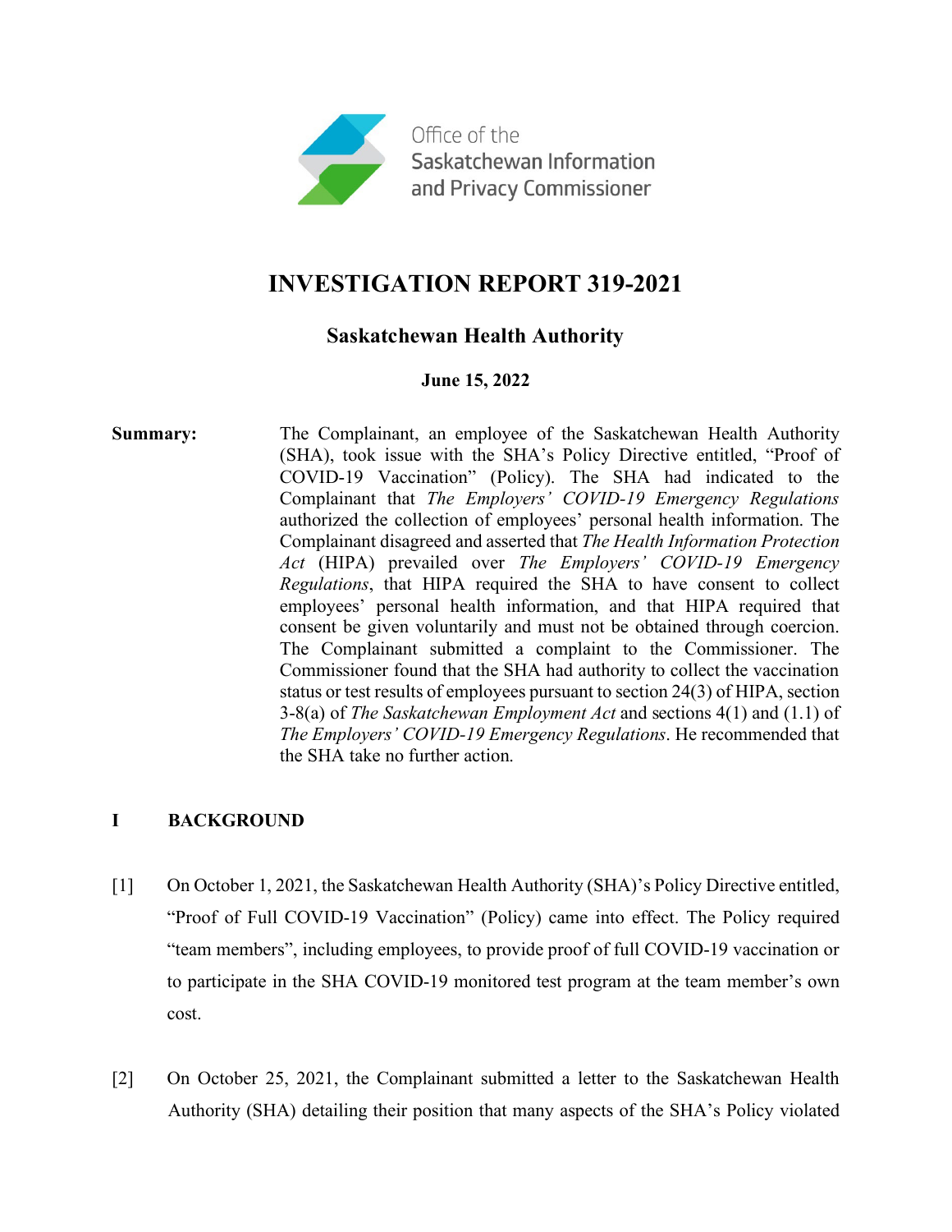Office of the
Saskatchewan Information
and Privacy Commissioner

# INVESTIGATION REPORT 319-2021

## Saskatchewan Health Authority

**June 15, 2022**

**Summary:** The Complainant, an employee of the Saskatchewan Health Authority (SHA), took issue with the SHA's Policy Directive entitled, "Proof of COVID-19 Vaccination" (Policy). The SHA had indicated to the Complainant that *The Employers' COVID-19 Emergency Regulations* authorized the collection of employees' personal health information. The Complainant disagreed and asserted that *The Health Information Protection Act* (HIPA) prevailed over *The Employers' COVID-19 Emergency Regulations*, that HIPA required the SHA to have consent to collect employees' personal health information, and that HIPA required that consent be given voluntarily and must not be obtained through coercion. The Complainant submitted a complaint to the Commissioner. The Commissioner found that the SHA had authority to collect the vaccination status or test results of employees pursuant to section 24(3) of HIPA, section 3-8(a) of *The Saskatchewan Employment Act* and sections 4(1) and (1.1) of *The Employers' COVID-19 Emergency Regulations*. He recommended that the SHA take no further action.

## I BACKGROUND

[1] On October 1, 2021, the Saskatchewan Health Authority (SHA)'s Policy Directive entitled, "Proof of Full COVID-19 Vaccination" (Policy) came into effect. The Policy required "team members", including employees, to provide proof of full COVID-19 vaccination or to participate in the SHA COVID-19 monitored test program at the team member's own cost.

[2] On October 25, 2021, the Complainant submitted a letter to the Saskatchewan Health Authority (SHA) detailing their position that many aspects of the SHA's Policy violated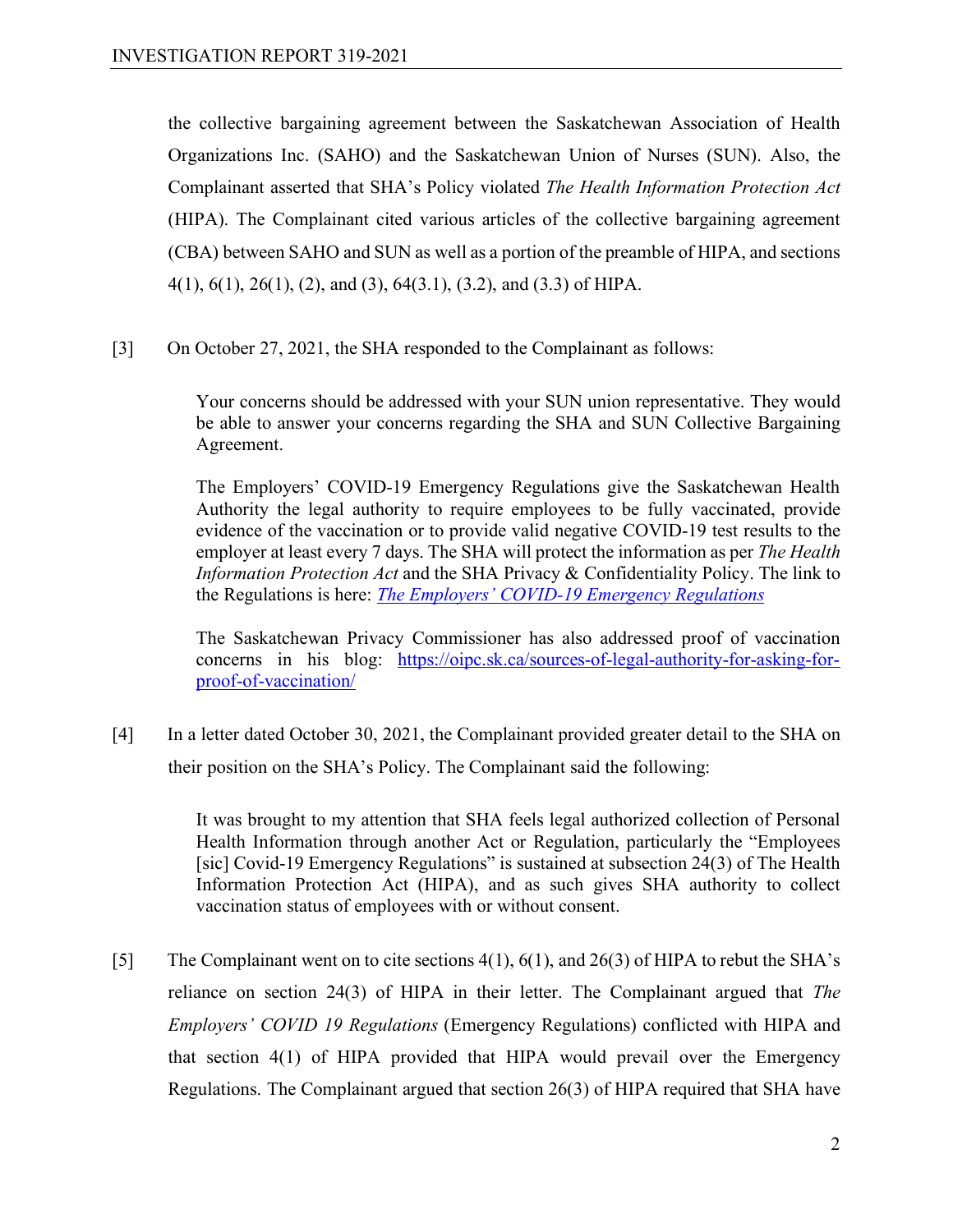the collective bargaining agreement between the Saskatchewan Association of Health Organizations Inc. (SAHO) and the Saskatchewan Union of Nurses (SUN). Also, the Complainant asserted that SHA's Policy violated *The Health Information Protection Act* (HIPA). The Complainant cited various articles of the collective bargaining agreement (CBA) between SAHO and SUN as well as a portion of the preamble of HIPA, and sections 4(1), 6(1), 26(1), (2), and (3), 64(3.1), (3.2), and (3.3) of HIPA.

[3] On October 27, 2021, the SHA responded to the Complainant as follows:

> Your concerns should be addressed with your SUN union representative. They would be able to answer your concerns regarding the SHA and SUN Collective Bargaining Agreement.
>
> The Employers' COVID-19 Emergency Regulations give the Saskatchewan Health Authority the legal authority to require employees to be fully vaccinated, provide evidence of the vaccination or to provide valid negative COVID-19 test results to the employer at least every 7 days. The SHA will protect the information as per *The Health Information Protection Act* and the SHA Privacy & Confidentiality Policy. The link to the Regulations is here: [*The Employers' COVID-19 Emergency Regulations*]()
>
> The Saskatchewan Privacy Commissioner has also addressed proof of vaccination concerns in his blog: [https://oipc.sk.ca/sources-of-legal-authority-for-asking-for-proof-of-vaccination/](https://oipc.sk.ca/sources-of-legal-authority-for-asking-for-proof-of-vaccination/)

[4] In a letter dated October 30, 2021, the Complainant provided greater detail to the SHA on their position on the SHA's Policy. The Complainant said the following:

> It was brought to my attention that SHA feels legal authorized collection of Personal Health Information through another Act or Regulation, particularly the "Employees [sic] Covid-19 Emergency Regulations" is sustained at subsection 24(3) of The Health Information Protection Act (HIPA), and as such gives SHA authority to collect vaccination status of employees with or without consent.

[5] The Complainant went on to cite sections 4(1), 6(1), and 26(3) of HIPA to rebut the SHA's reliance on section 24(3) of HIPA in their letter. The Complainant argued that *The Employers' COVID 19 Regulations* (Emergency Regulations) conflicted with HIPA and that section 4(1) of HIPA provided that HIPA would prevail over the Emergency Regulations. The Complainant argued that section 26(3) of HIPA required that SHA have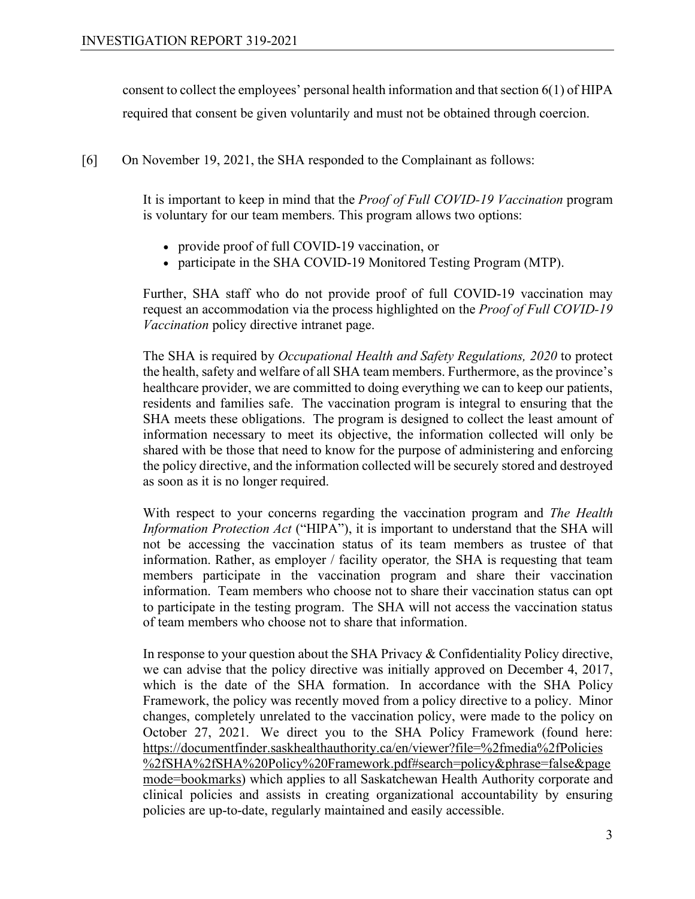consent to collect the employees' personal health information and that section 6(1) of HIPA required that consent be given voluntarily and must not be obtained through coercion.

[6] On November 19, 2021, the SHA responded to the Complainant as follows:

> It is important to keep in mind that the *Proof of Full COVID-19 Vaccination* program is voluntary for our team members. This program allows two options:
>
> - provide proof of full COVID-19 vaccination, or
> - participate in the SHA COVID-19 Monitored Testing Program (MTP).
>
> Further, SHA staff who do not provide proof of full COVID-19 vaccination may request an accommodation via the process highlighted on the *Proof of Full COVID-19 Vaccination* policy directive intranet page.
>
> The SHA is required by *Occupational Health and Safety Regulations, 2020* to protect the health, safety and welfare of all SHA team members. Furthermore, as the province's healthcare provider, we are committed to doing everything we can to keep our patients, residents and families safe. The vaccination program is integral to ensuring that the SHA meets these obligations. The program is designed to collect the least amount of information necessary to meet its objective, the information collected will only be shared with be those that need to know for the purpose of administering and enforcing the policy directive, and the information collected will be securely stored and destroyed as soon as it is no longer required.
>
> With respect to your concerns regarding the vaccination program and *The Health Information Protection Act* ("HIPA"), it is important to understand that the SHA will not be accessing the vaccination status of its team members as trustee of that information. Rather, as employer / facility operator*,* the SHA is requesting that team members participate in the vaccination program and share their vaccination information. Team members who choose not to share their vaccination status can opt to participate in the testing program. The SHA will not access the vaccination status of team members who choose not to share that information.
>
> In response to your question about the SHA Privacy & Confidentiality Policy directive, we can advise that the policy directive was initially approved on December 4, 2017, which is the date of the SHA formation. In accordance with the SHA Policy Framework, the policy was recently moved from a policy directive to a policy. Minor changes, completely unrelated to the vaccination policy, were made to the policy on October 27, 2021. We direct you to the SHA Policy Framework (found here: https://documentfinder.saskhealthauthority.ca/en/viewer?file=%2fmedia%2fPolicies%2fSHA%2fSHA%20Policy%20Framework.pdf#search=policy&phrase=false&pagemode=bookmarks) which applies to all Saskatchewan Health Authority corporate and clinical policies and assists in creating organizational accountability by ensuring policies are up-to-date, regularly maintained and easily accessible.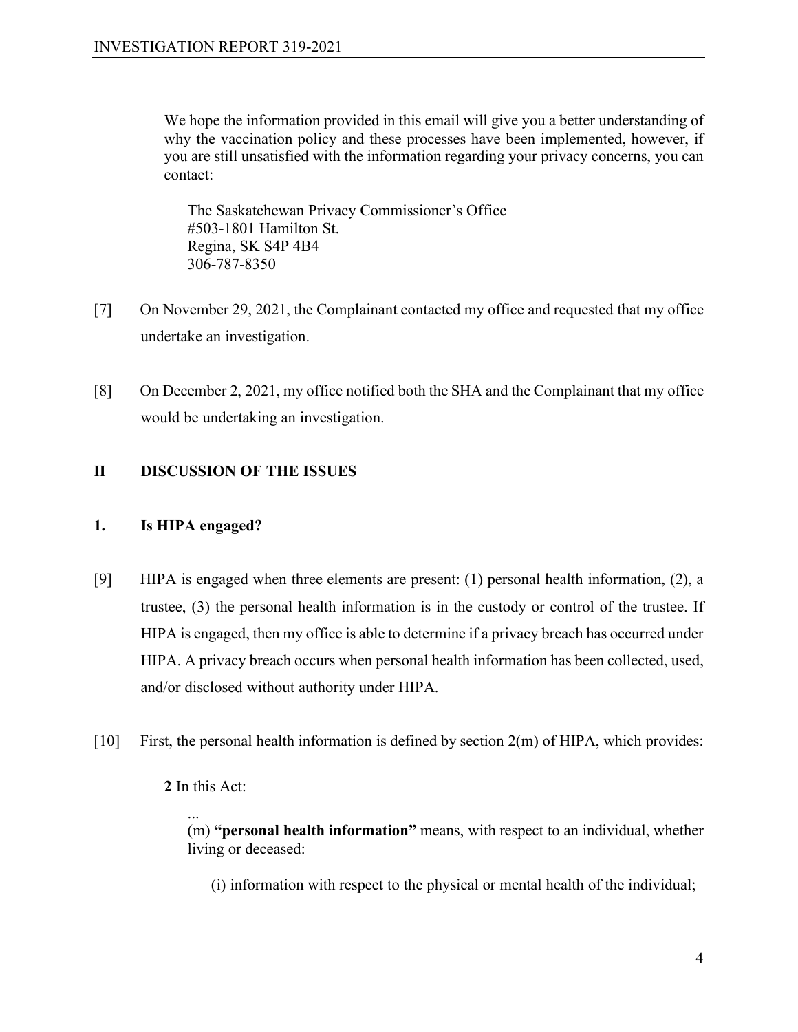> We hope the information provided in this email will give you a better understanding of why the vaccination policy and these processes have been implemented, however, if you are still unsatisfied with the information regarding your privacy concerns, you can contact:
>
> The Saskatchewan Privacy Commissioner's Office
> #503-1801 Hamilton St.
> Regina, SK S4P 4B4
> 306-787-8350

[7] On November 29, 2021, the Complainant contacted my office and requested that my office undertake an investigation.

[8] On December 2, 2021, my office notified both the SHA and the Complainant that my office would be undertaking an investigation.

## II DISCUSSION OF THE ISSUES

### 1. Is HIPA engaged?

[9] HIPA is engaged when three elements are present: (1) personal health information, (2), a trustee, (3) the personal health information is in the custody or control of the trustee. If HIPA is engaged, then my office is able to determine if a privacy breach has occurred under HIPA. A privacy breach occurs when personal health information has been collected, used, and/or disclosed without authority under HIPA.

[10] First, the personal health information is defined by section 2(m) of HIPA, which provides:

> **2** In this Act:
>
> ...
>
> (m) **"personal health information"** means, with respect to an individual, whether living or deceased:
>
> (i) information with respect to the physical or mental health of the individual;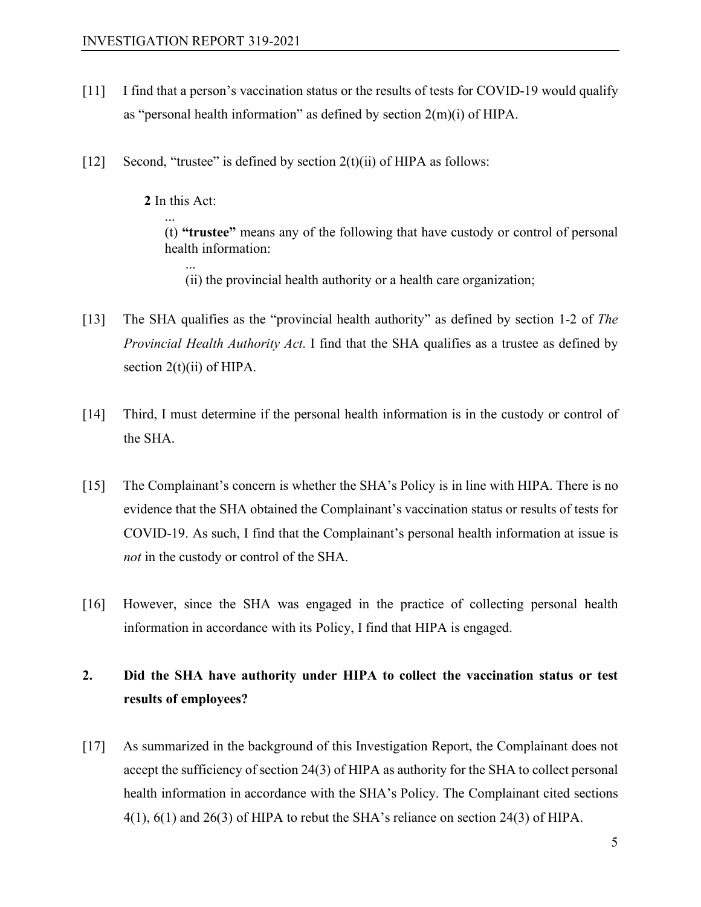[11] I find that a person's vaccination status or the results of tests for COVID-19 would qualify as "personal health information" as defined by section 2(m)(i) of HIPA.

[12] Second, "trustee" is defined by section 2(t)(ii) of HIPA as follows:

> **2** In this Act:
>
> ...
>
> (t) **"trustee"** means any of the following that have custody or control of personal health information:
>
> ...
>
> (ii) the provincial health authority or a health care organization;

[13] The SHA qualifies as the "provincial health authority" as defined by section 1-2 of *The Provincial Health Authority Act*. I find that the SHA qualifies as a trustee as defined by section 2(t)(ii) of HIPA.

[14] Third, I must determine if the personal health information is in the custody or control of the SHA.

[15] The Complainant's concern is whether the SHA's Policy is in line with HIPA. There is no evidence that the SHA obtained the Complainant's vaccination status or results of tests for COVID-19. As such, I find that the Complainant's personal health information at issue is *not* in the custody or control of the SHA.

[16] However, since the SHA was engaged in the practice of collecting personal health information in accordance with its Policy, I find that HIPA is engaged.

## 2. Did the SHA have authority under HIPA to collect the vaccination status or test results of employees?

[17] As summarized in the background of this Investigation Report, the Complainant does not accept the sufficiency of section 24(3) of HIPA as authority for the SHA to collect personal health information in accordance with the SHA's Policy. The Complainant cited sections 4(1), 6(1) and 26(3) of HIPA to rebut the SHA's reliance on section 24(3) of HIPA.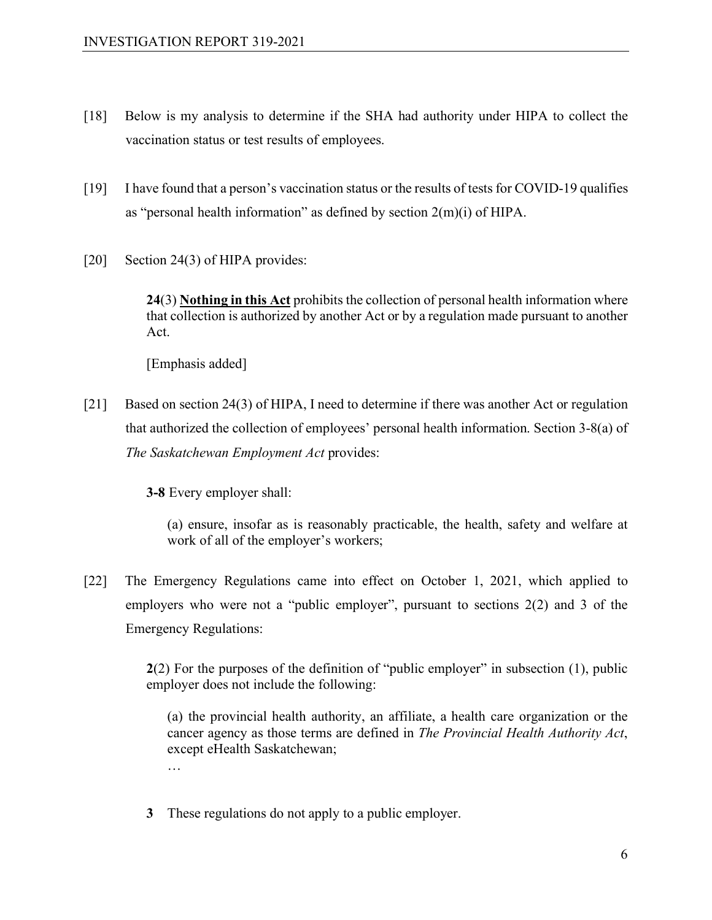[18] Below is my analysis to determine if the SHA had authority under HIPA to collect the vaccination status or test results of employees.

[19] I have found that a person's vaccination status or the results of tests for COVID-19 qualifies as "personal health information" as defined by section 2(m)(i) of HIPA.

[20] Section 24(3) of HIPA provides:

> **24**(3) **<u>Nothing in this Act</u>** prohibits the collection of personal health information where that collection is authorized by another Act or by a regulation made pursuant to another Act.
>
> [Emphasis added]

[21] Based on section 24(3) of HIPA, I need to determine if there was another Act or regulation that authorized the collection of employees' personal health information. Section 3-8(a) of *The Saskatchewan Employment Act* provides:

> **3-8** Every employer shall:
>
> > (a) ensure, insofar as is reasonably practicable, the health, safety and welfare at work of all of the employer's workers;

[22] The Emergency Regulations came into effect on October 1, 2021, which applied to employers who were not a "public employer", pursuant to sections 2(2) and 3 of the Emergency Regulations:

> **2**(2) For the purposes of the definition of "public employer" in subsection (1), public employer does not include the following:
>
> > (a) the provincial health authority, an affiliate, a health care organization or the cancer agency as those terms are defined in *The Provincial Health Authority Act*, except eHealth Saskatchewan;
> >
> > …
>
> **3** These regulations do not apply to a public employer.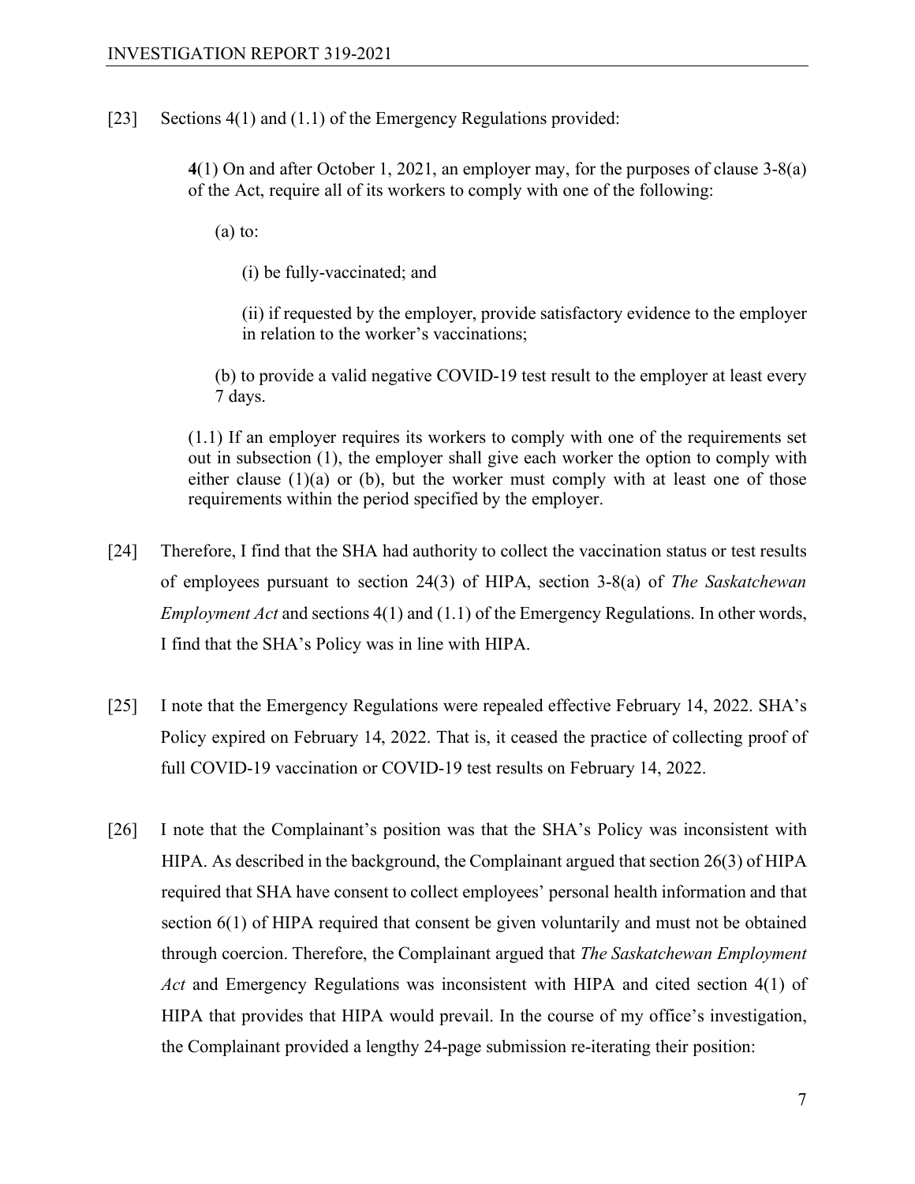[23] Sections 4(1) and (1.1) of the Emergency Regulations provided:

> **4**(1) On and after October 1, 2021, an employer may, for the purposes of clause 3-8(a) of the Act, require all of its workers to comply with one of the following:
>
> (a) to:
>
> (i) be fully-vaccinated; and
>
> (ii) if requested by the employer, provide satisfactory evidence to the employer in relation to the worker's vaccinations;
>
> (b) to provide a valid negative COVID-19 test result to the employer at least every 7 days.
>
> (1.1) If an employer requires its workers to comply with one of the requirements set out in subsection (1), the employer shall give each worker the option to comply with either clause (1)(a) or (b), but the worker must comply with at least one of those requirements within the period specified by the employer.

[24] Therefore, I find that the SHA had authority to collect the vaccination status or test results of employees pursuant to section 24(3) of HIPA, section 3-8(a) of *The Saskatchewan Employment Act* and sections 4(1) and (1.1) of the Emergency Regulations. In other words, I find that the SHA's Policy was in line with HIPA.

[25] I note that the Emergency Regulations were repealed effective February 14, 2022. SHA's Policy expired on February 14, 2022. That is, it ceased the practice of collecting proof of full COVID-19 vaccination or COVID-19 test results on February 14, 2022.

[26] I note that the Complainant's position was that the SHA's Policy was inconsistent with HIPA. As described in the background, the Complainant argued that section 26(3) of HIPA required that SHA have consent to collect employees' personal health information and that section 6(1) of HIPA required that consent be given voluntarily and must not be obtained through coercion. Therefore, the Complainant argued that *The Saskatchewan Employment Act* and Emergency Regulations was inconsistent with HIPA and cited section 4(1) of HIPA that provides that HIPA would prevail. In the course of my office's investigation, the Complainant provided a lengthy 24-page submission re-iterating their position: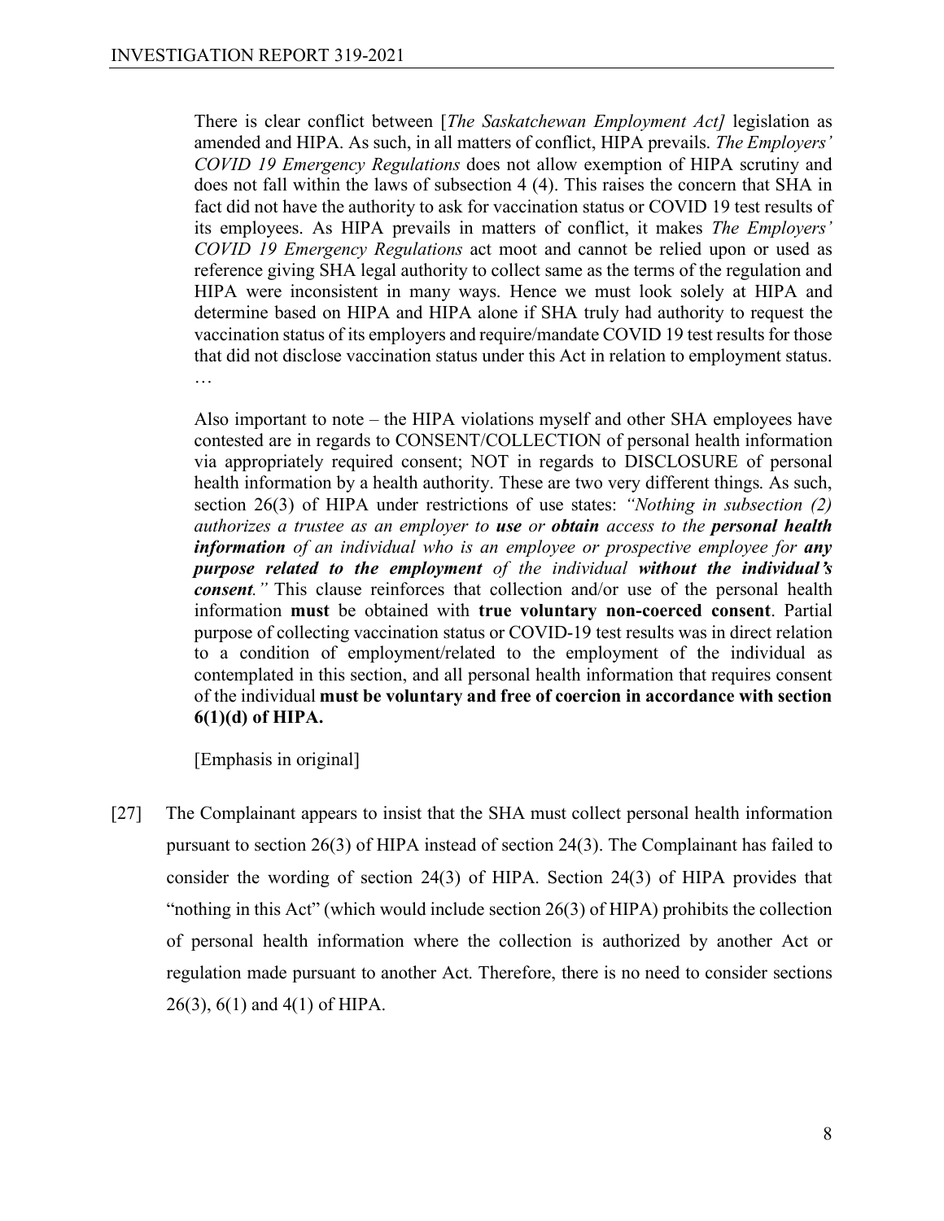> There is clear conflict between [*The Saskatchewan Employment Act]* legislation as amended and HIPA. As such, in all matters of conflict, HIPA prevails. *The Employers' COVID 19 Emergency Regulations* does not allow exemption of HIPA scrutiny and does not fall within the laws of subsection 4 (4). This raises the concern that SHA in fact did not have the authority to ask for vaccination status or COVID 19 test results of its employees. As HIPA prevails in matters of conflict, it makes *The Employers' COVID 19 Emergency Regulations* act moot and cannot be relied upon or used as reference giving SHA legal authority to collect same as the terms of the regulation and HIPA were inconsistent in many ways. Hence we must look solely at HIPA and determine based on HIPA and HIPA alone if SHA truly had authority to request the vaccination status of its employers and require/mandate COVID 19 test results for those that did not disclose vaccination status under this Act in relation to employment status.
> …
>
> Also important to note – the HIPA violations myself and other SHA employees have contested are in regards to CONSENT/COLLECTION of personal health information via appropriately required consent; NOT in regards to DISCLOSURE of personal health information by a health authority. These are two very different things. As such, section 26(3) of HIPA under restrictions of use states: *"Nothing in subsection (2) authorizes a trustee as an employer to **use** or **obtain** access to the **personal health information** of an individual who is an employee or prospective employee for **any purpose related to the employment** of the individual **without the individual's consent**."* This clause reinforces that collection and/or use of the personal health information **must** be obtained with **true voluntary non-coerced consent**. Partial purpose of collecting vaccination status or COVID-19 test results was in direct relation to a condition of employment/related to the employment of the individual as contemplated in this section, and all personal health information that requires consent of the individual **must be voluntary and free of coercion in accordance with section 6(1)(d) of HIPA.**
>
> [Emphasis in original]

[27] The Complainant appears to insist that the SHA must collect personal health information pursuant to section 26(3) of HIPA instead of section 24(3). The Complainant has failed to consider the wording of section 24(3) of HIPA. Section 24(3) of HIPA provides that "nothing in this Act" (which would include section 26(3) of HIPA) prohibits the collection of personal health information where the collection is authorized by another Act or regulation made pursuant to another Act. Therefore, there is no need to consider sections 26(3), 6(1) and 4(1) of HIPA.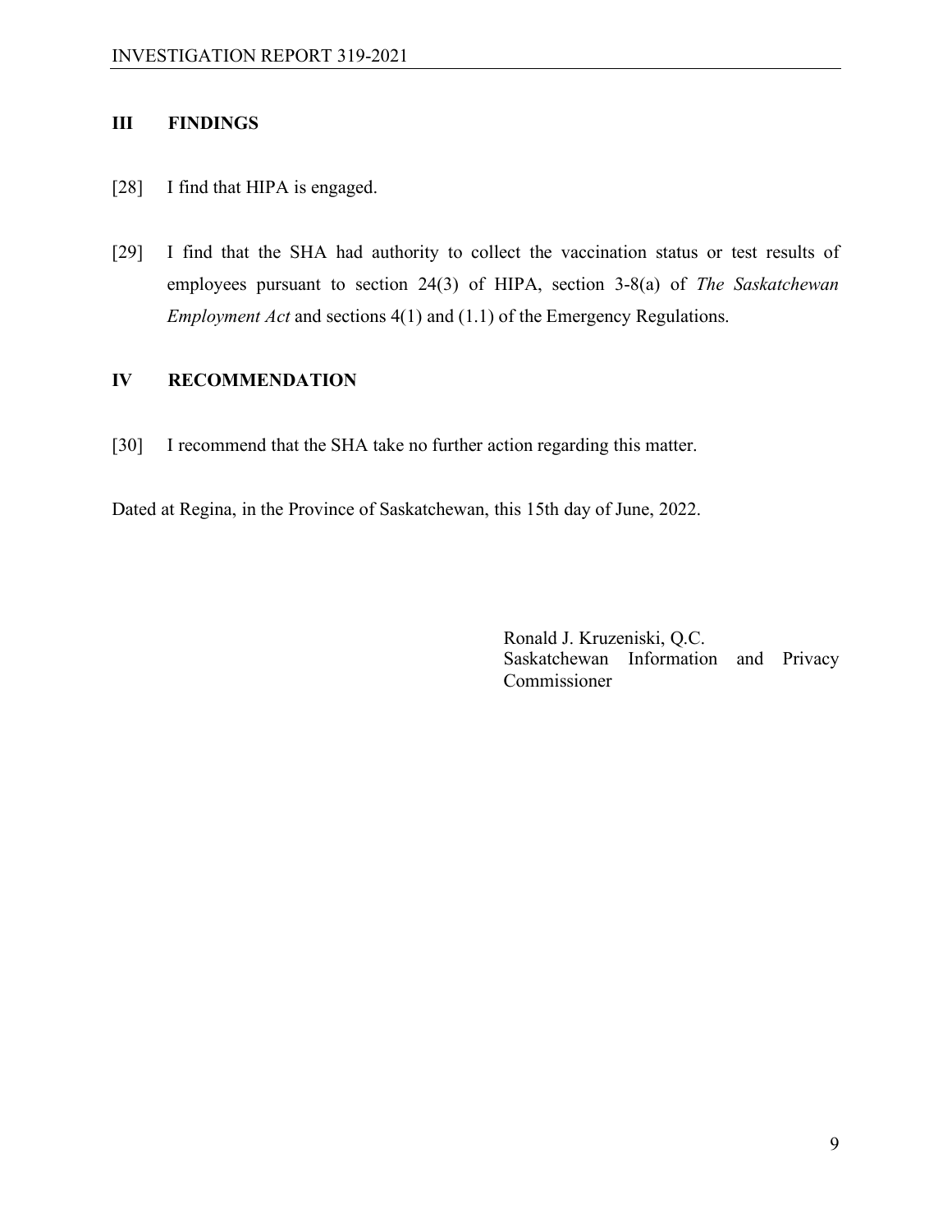## III FINDINGS

[28] I find that HIPA is engaged.

[29] I find that the SHA had authority to collect the vaccination status or test results of employees pursuant to section 24(3) of HIPA, section 3-8(a) of *The Saskatchewan Employment Act* and sections 4(1) and (1.1) of the Emergency Regulations.

## IV RECOMMENDATION

[30] I recommend that the SHA take no further action regarding this matter.

Dated at Regina, in the Province of Saskatchewan, this 15th day of June, 2022.

Ronald J. Kruzeniski, Q.C.
Saskatchewan Information and Privacy Commissioner